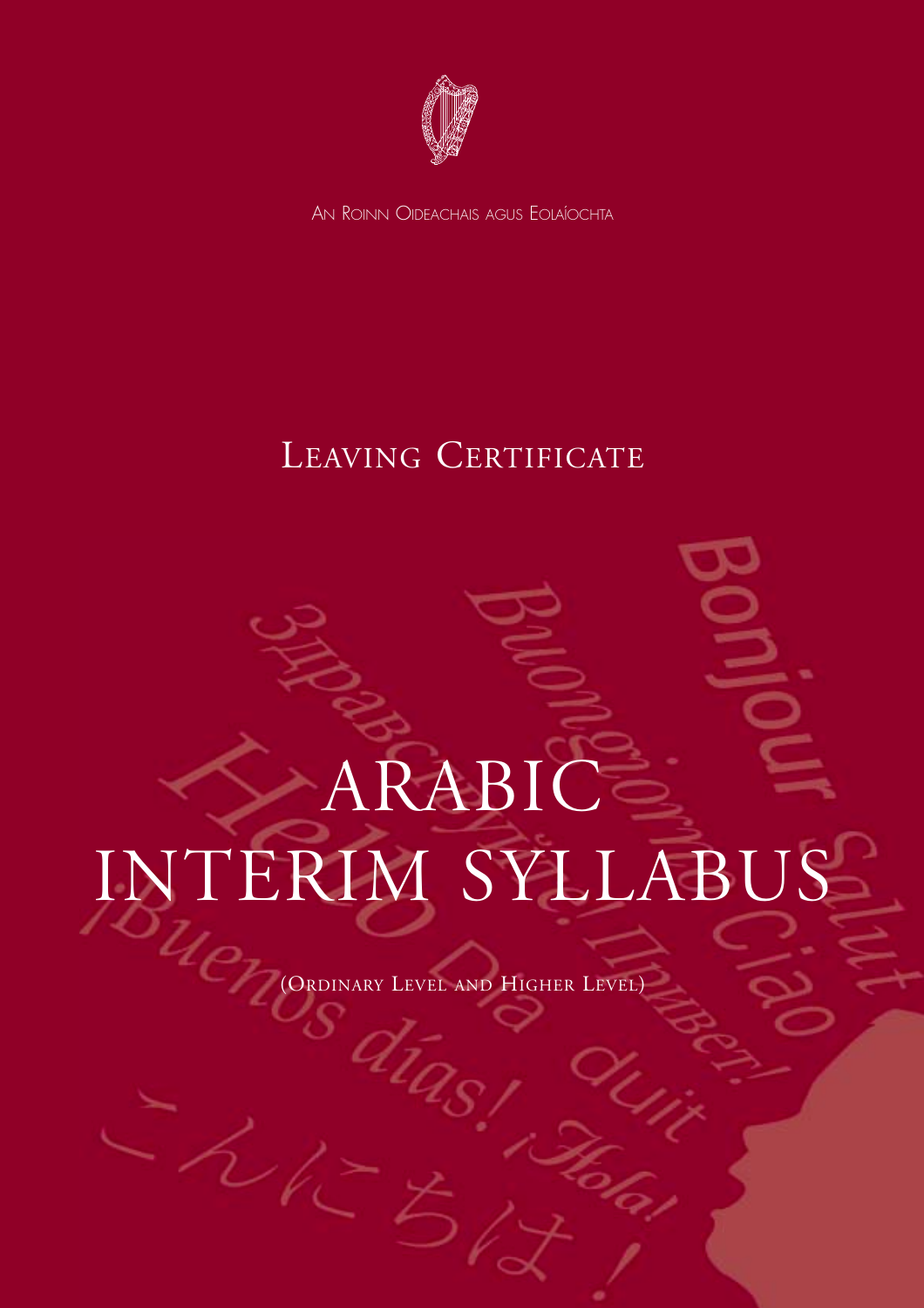An Roinn Oideachais agus Eolaíochta

# Leaving Certificate

# ARABIC INTERIM SYLLABUS

(Ordinary Level and Higher Level)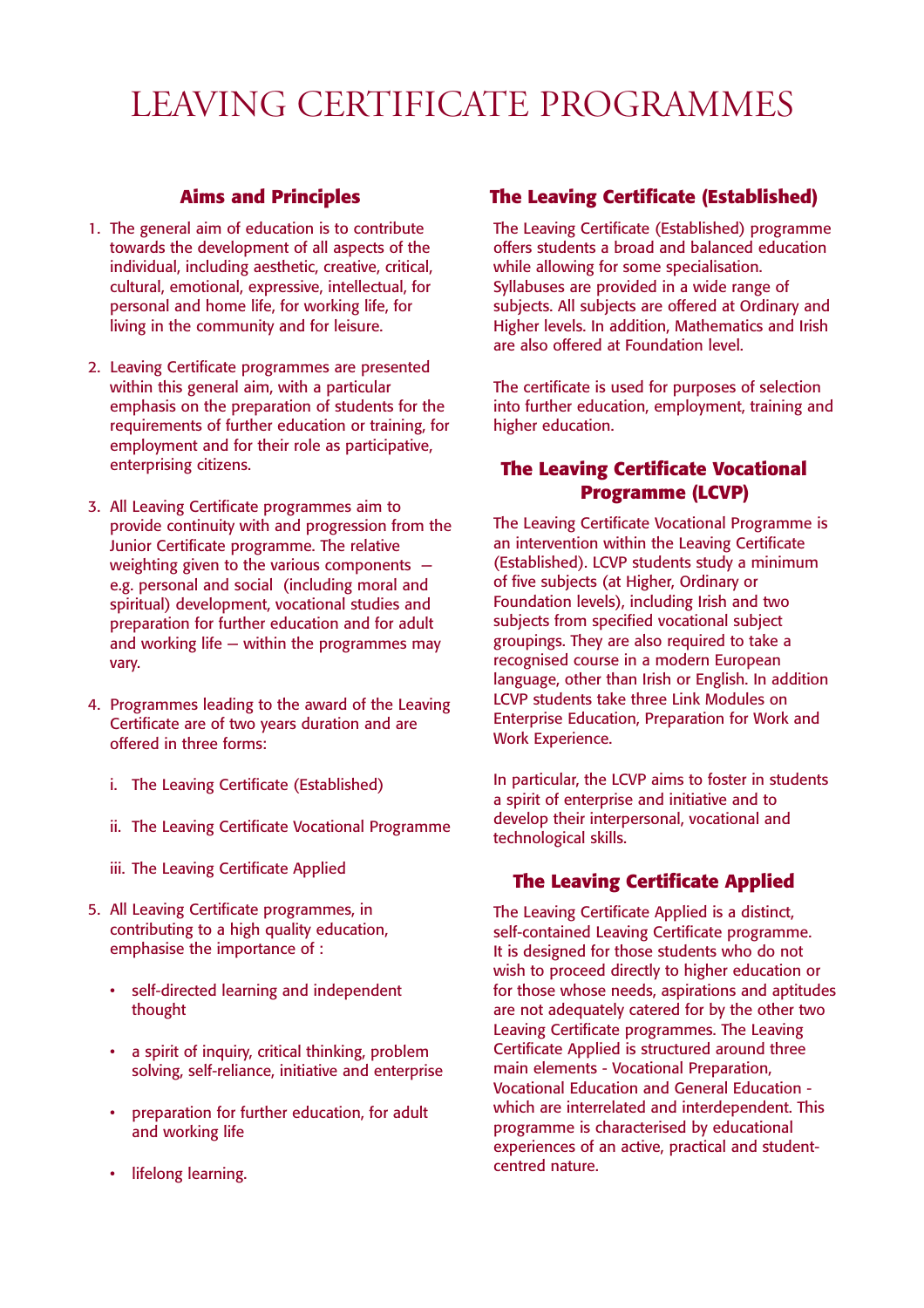# LEAVING CERTIFICATE PROGRAMMES

## Aims and Principles

1. The general aim of education is to contribute towards the development of all aspects of the individual, including aesthetic, creative, critical, cultural, emotional, expressive, intellectual, for personal and home life, for working life, for living in the community and for leisure.

2. Leaving Certificate programmes are presented within this general aim, with a particular emphasis on the preparation of students for the requirements of further education or training, for employment and for their role as participative, enterprising citizens.

3. All Leaving Certificate programmes aim to provide continuity with and progression from the Junior Certificate programme. The relative weighting given to the various components – e.g. personal and social (including moral and spiritual) development, vocational studies and preparation for further education and for adult and working life – within the programmes may vary.

4. Programmes leading to the award of the Leaving Certificate are of two years duration and are offered in three forms:

   i. The Leaving Certificate (Established)

   ii. The Leaving Certificate Vocational Programme

   iii. The Leaving Certificate Applied

5. All Leaving Certificate programmes, in contributing to a high quality education, emphasise the importance of :

   - self-directed learning and independent thought
   - a spirit of inquiry, critical thinking, problem solving, self-reliance, initiative and enterprise
   - preparation for further education, for adult and working life
   - lifelong learning.

## The Leaving Certificate (Established)

The Leaving Certificate (Established) programme offers students a broad and balanced education while allowing for some specialisation. Syllabuses are provided in a wide range of subjects. All subjects are offered at Ordinary and Higher levels. In addition, Mathematics and Irish are also offered at Foundation level.

The certificate is used for purposes of selection into further education, employment, training and higher education.

## The Leaving Certificate Vocational Programme (LCVP)

The Leaving Certificate Vocational Programme is an intervention within the Leaving Certificate (Established). LCVP students study a minimum of five subjects (at Higher, Ordinary or Foundation levels), including Irish and two subjects from specified vocational subject groupings. They are also required to take a recognised course in a modern European language, other than Irish or English. In addition LCVP students take three Link Modules on Enterprise Education, Preparation for Work and Work Experience.

In particular, the LCVP aims to foster in students a spirit of enterprise and initiative and to develop their interpersonal, vocational and technological skills.

## The Leaving Certificate Applied

The Leaving Certificate Applied is a distinct, self-contained Leaving Certificate programme. It is designed for those students who do not wish to proceed directly to higher education or for those whose needs, aspirations and aptitudes are not adequately catered for by the other two Leaving Certificate programmes. The Leaving Certificate Applied is structured around three main elements - Vocational Preparation, Vocational Education and General Education - which are interrelated and interdependent. This programme is characterised by educational experiences of an active, practical and student-centred nature.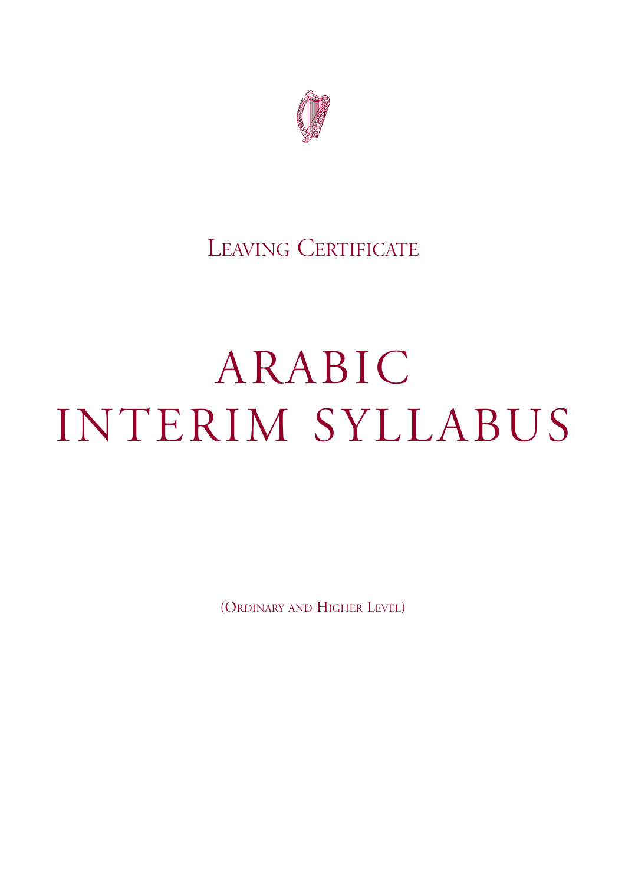Leaving Certificate

# ARABIC
# INTERIM SYLLABUS

(Ordinary and Higher Level)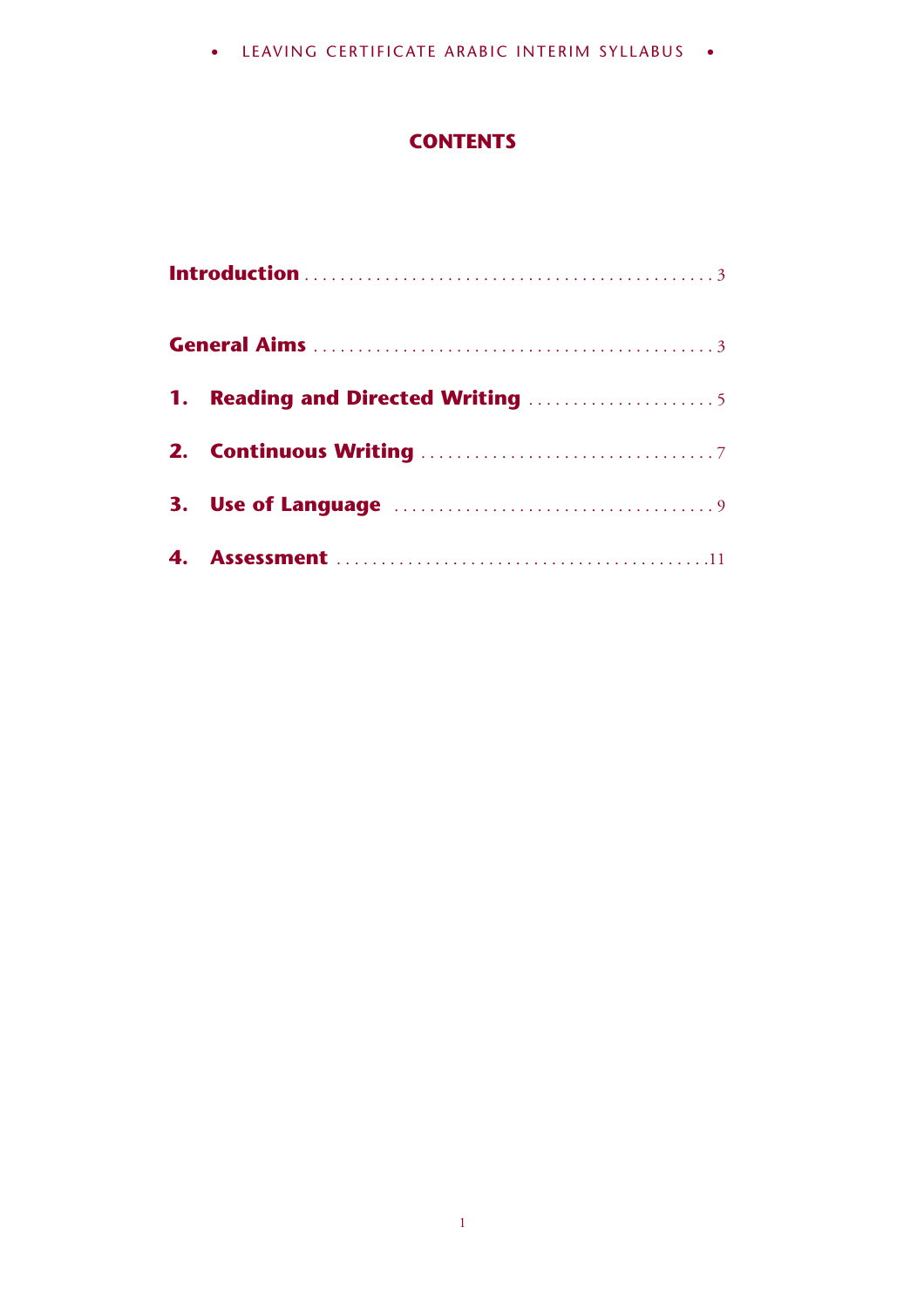# CONTENTS

**Introduction** . . . . . . . . . . . . . . . . . . . . . . . . . . . . . . . . . . . . . . . . . . . . . . 3

**General Aims** . . . . . . . . . . . . . . . . . . . . . . . . . . . . . . . . . . . . . . . . . . . . . 3

**1. Reading and Directed Writing** . . . . . . . . . . . . . . . . . . . . . 5

**2. Continuous Writing** . . . . . . . . . . . . . . . . . . . . . . . . . . . . . . . . . 7

**3. Use of Language** . . . . . . . . . . . . . . . . . . . . . . . . . . . . . . . . . . . . 9

**4. Assessment** . . . . . . . . . . . . . . . . . . . . . . . . . . . . . . . . . . . . . . . . . .11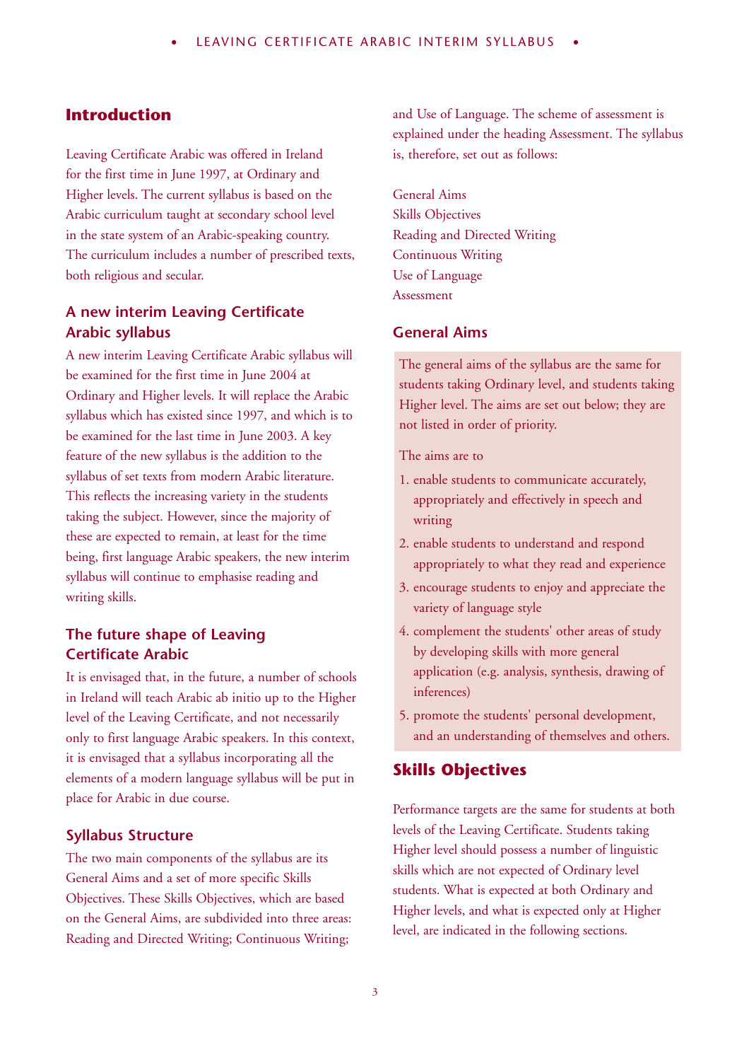## Introduction

Leaving Certificate Arabic was offered in Ireland for the first time in June 1997, at Ordinary and Higher levels. The current syllabus is based on the Arabic curriculum taught at secondary school level in the state system of an Arabic-speaking country. The curriculum includes a number of prescribed texts, both religious and secular.

### A new interim Leaving Certificate Arabic syllabus

A new interim Leaving Certificate Arabic syllabus will be examined for the first time in June 2004 at Ordinary and Higher levels. It will replace the Arabic syllabus which has existed since 1997, and which is to be examined for the last time in June 2003. A key feature of the new syllabus is the addition to the syllabus of set texts from modern Arabic literature. This reflects the increasing variety in the students taking the subject. However, since the majority of these are expected to remain, at least for the time being, first language Arabic speakers, the new interim syllabus will continue to emphasise reading and writing skills.

### The future shape of Leaving Certificate Arabic

It is envisaged that, in the future, a number of schools in Ireland will teach Arabic ab initio up to the Higher level of the Leaving Certificate, and not necessarily only to first language Arabic speakers. In this context, it is envisaged that a syllabus incorporating all the elements of a modern language syllabus will be put in place for Arabic in due course.

### Syllabus Structure

The two main components of the syllabus are its General Aims and a set of more specific Skills Objectives. These Skills Objectives, which are based on the General Aims, are subdivided into three areas: Reading and Directed Writing; Continuous Writing; and Use of Language. The scheme of assessment is explained under the heading Assessment. The syllabus is, therefore, set out as follows:

General Aims
Skills Objectives
Reading and Directed Writing
Continuous Writing
Use of Language
Assessment

### General Aims

The general aims of the syllabus are the same for students taking Ordinary level, and students taking Higher level. The aims are set out below; they are not listed in order of priority.

The aims are to

1. enable students to communicate accurately, appropriately and effectively in speech and writing
2. enable students to understand and respond appropriately to what they read and experience
3. encourage students to enjoy and appreciate the variety of language style
4. complement the students' other areas of study by developing skills with more general application (e.g. analysis, synthesis, drawing of inferences)
5. promote the students' personal development, and an understanding of themselves and others.

## Skills Objectives

Performance targets are the same for students at both levels of the Leaving Certificate. Students taking Higher level should possess a number of linguistic skills which are not expected of Ordinary level students. What is expected at both Ordinary and Higher levels, and what is expected only at Higher level, are indicated in the following sections.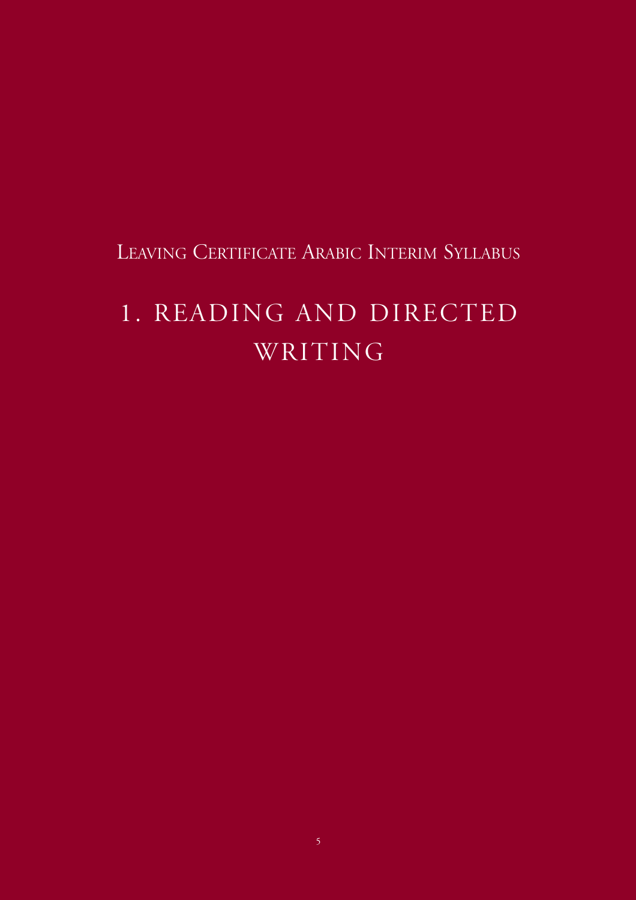Leaving Certificate Arabic Interim Syllabus

# 1. READING AND DIRECTED WRITING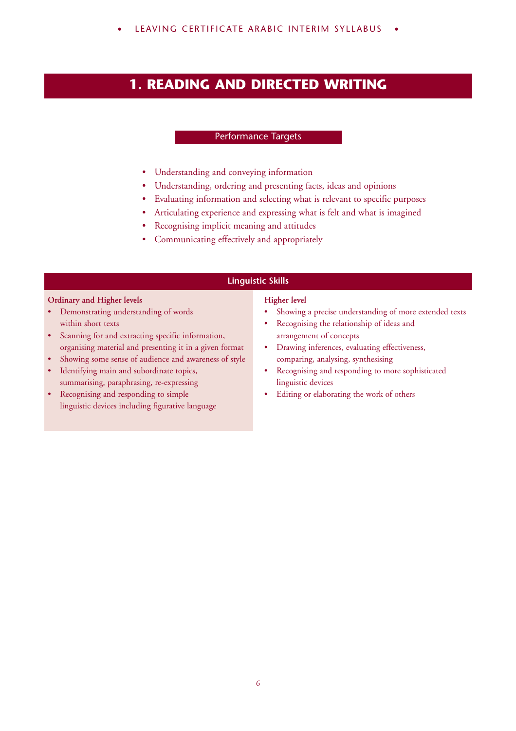# 1. READING AND DIRECTED WRITING

## Performance Targets

- Understanding and conveying information
- Understanding, ordering and presenting facts, ideas and opinions
- Evaluating information and selecting what is relevant to specific purposes
- Articulating experience and expressing what is felt and what is imagined
- Recognising implicit meaning and attitudes
- Communicating effectively and appropriately

## Linguistic Skills

**Ordinary and Higher levels**

- Demonstrating understanding of words within short texts
- Scanning for and extracting specific information, organising material and presenting it in a given format
- Showing some sense of audience and awareness of style
- Identifying main and subordinate topics, summarising, paraphrasing, re-expressing
- Recognising and responding to simple linguistic devices including figurative language

**Higher level**

- Showing a precise understanding of more extended texts
- Recognising the relationship of ideas and arrangement of concepts
- Drawing inferences, evaluating effectiveness, comparing, analysing, synthesising
- Recognising and responding to more sophisticated linguistic devices
- Editing or elaborating the work of others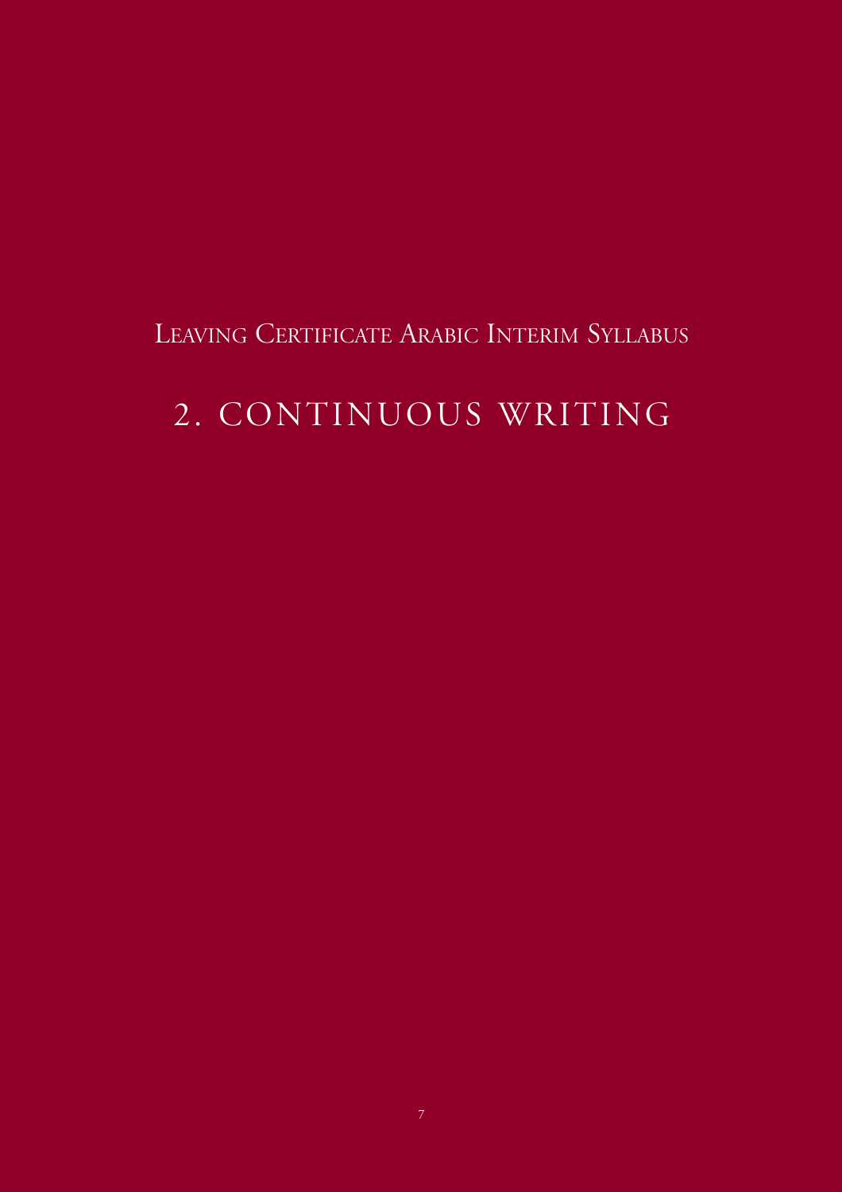Leaving Certificate Arabic Interim Syllabus

# 2. CONTINUOUS WRITING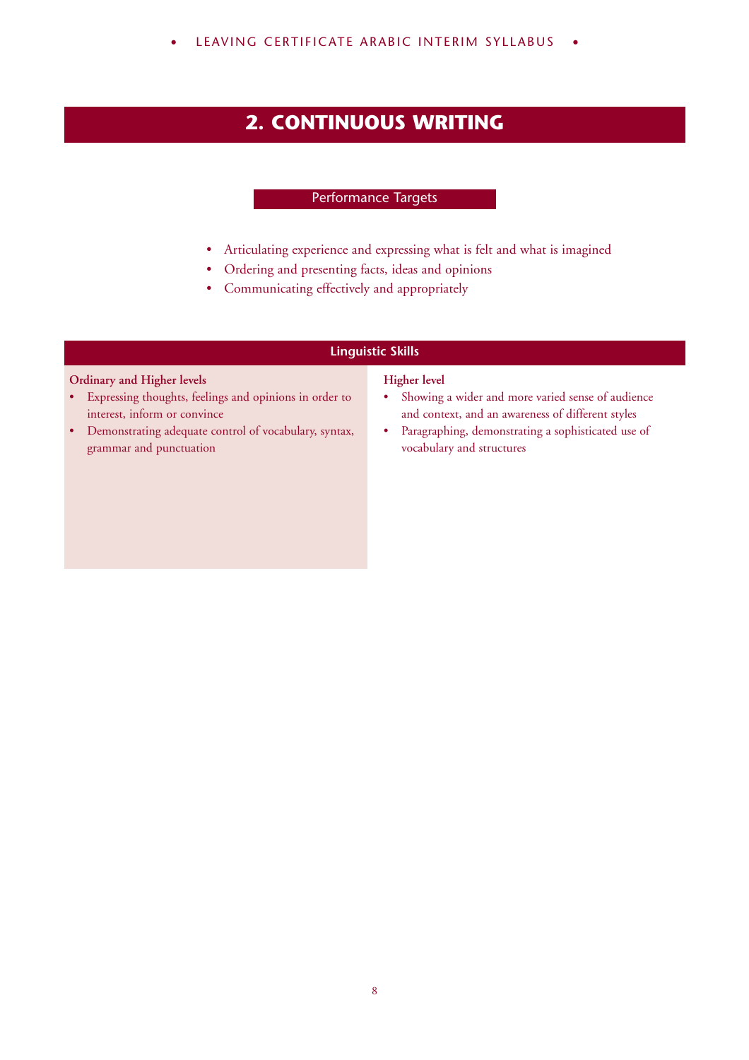# 2. CONTINUOUS WRITING

## Performance Targets

- Articulating experience and expressing what is felt and what is imagined
- Ordering and presenting facts, ideas and opinions
- Communicating effectively and appropriately

## Linguistic Skills

**Ordinary and Higher levels**

- Expressing thoughts, feelings and opinions in order to interest, inform or convince
- Demonstrating adequate control of vocabulary, syntax, grammar and punctuation

**Higher level**

- Showing a wider and more varied sense of audience and context, and an awareness of different styles
- Paragraphing, demonstrating a sophisticated use of vocabulary and structures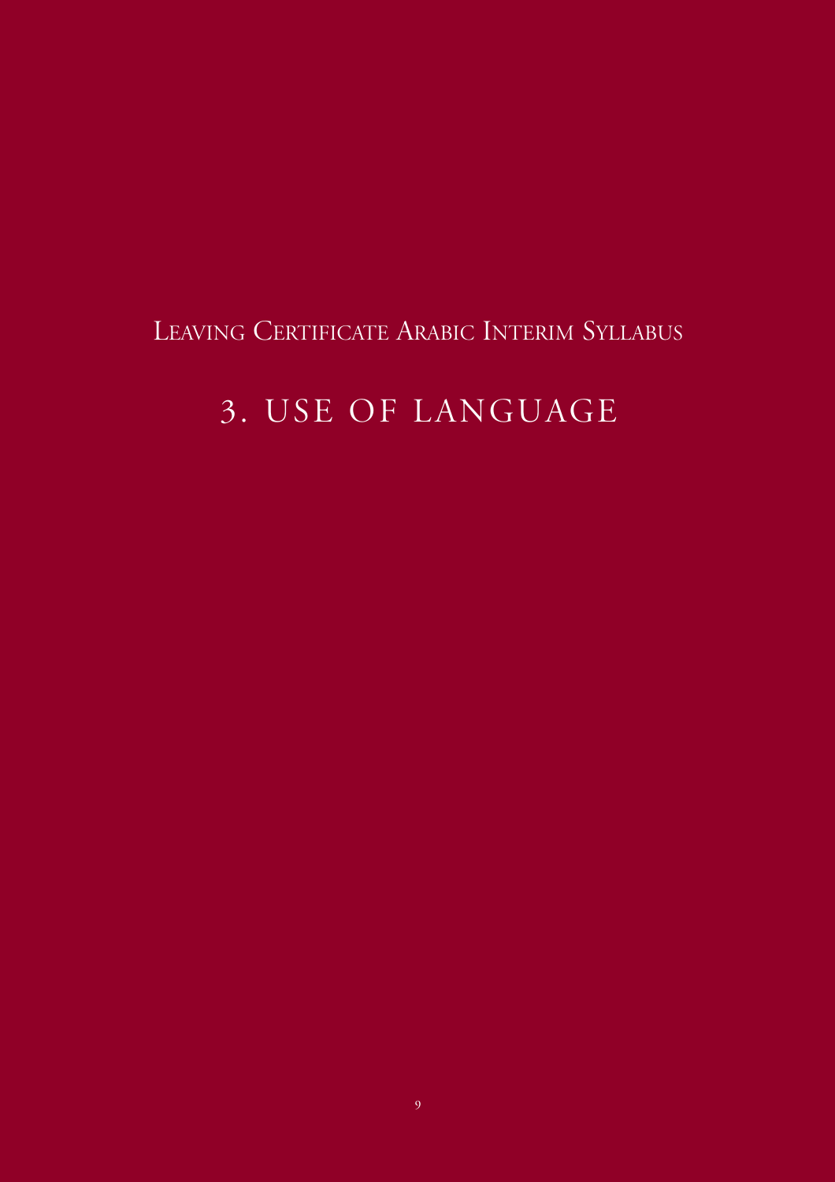Leaving Certificate Arabic Interim Syllabus

# 3. USE OF LANGUAGE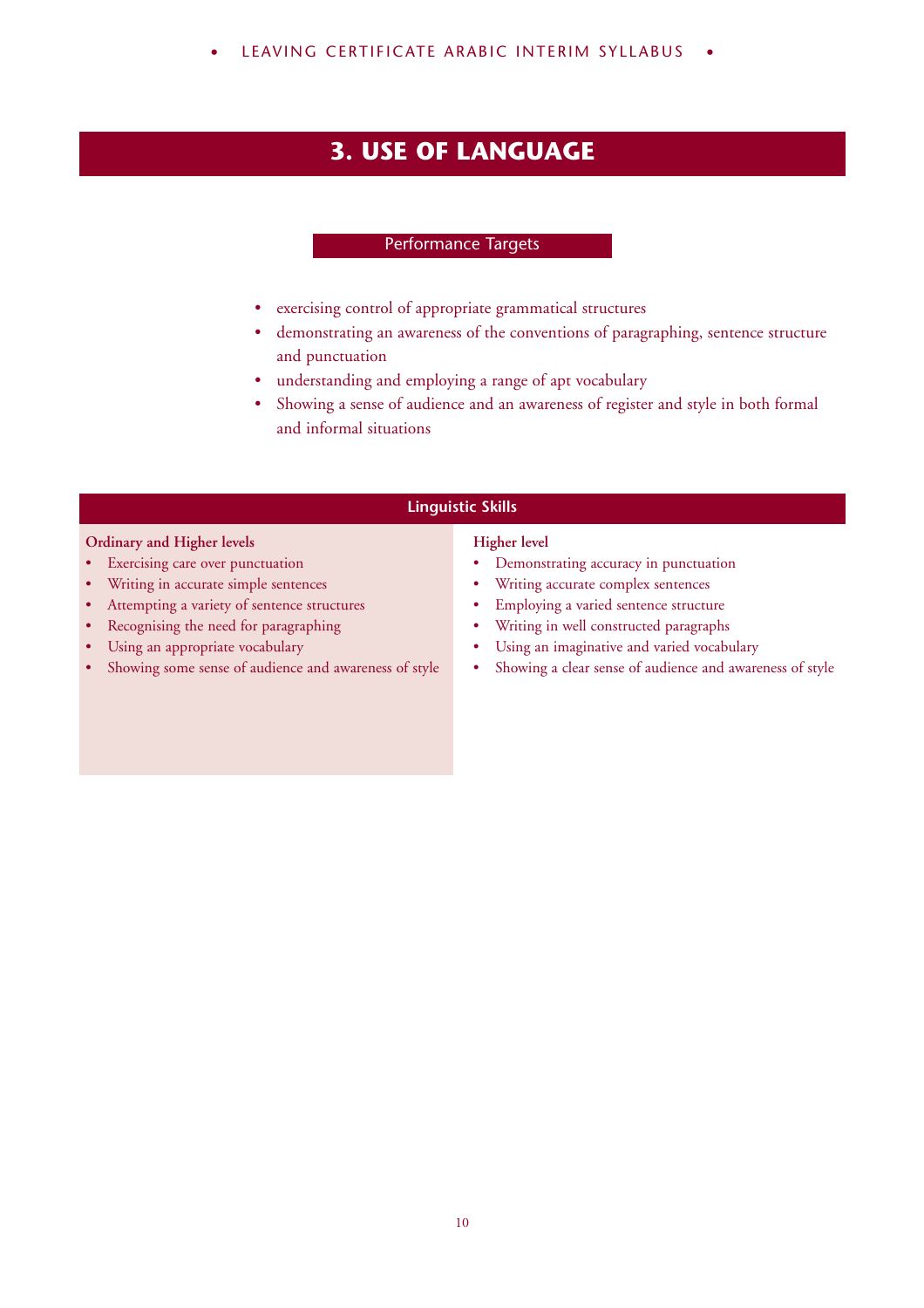# 3. USE OF LANGUAGE

## Performance Targets

- exercising control of appropriate grammatical structures
- demonstrating an awareness of the conventions of paragraphing, sentence structure and punctuation
- understanding and employing a range of apt vocabulary
- Showing a sense of audience and an awareness of register and style in both formal and informal situations

## Linguistic Skills

| Ordinary and Higher levels | Higher level |
|---|---|
| • Exercising care over punctuation | • Demonstrating accuracy in punctuation |
| • Writing in accurate simple sentences | • Writing accurate complex sentences |
| • Attempting a variety of sentence structures | • Employing a varied sentence structure |
| • Recognising the need for paragraphing | • Writing in well constructed paragraphs |
| • Using an appropriate vocabulary | • Using an imaginative and varied vocabulary |
| • Showing some sense of audience and awareness of style | • Showing a clear sense of audience and awareness of style |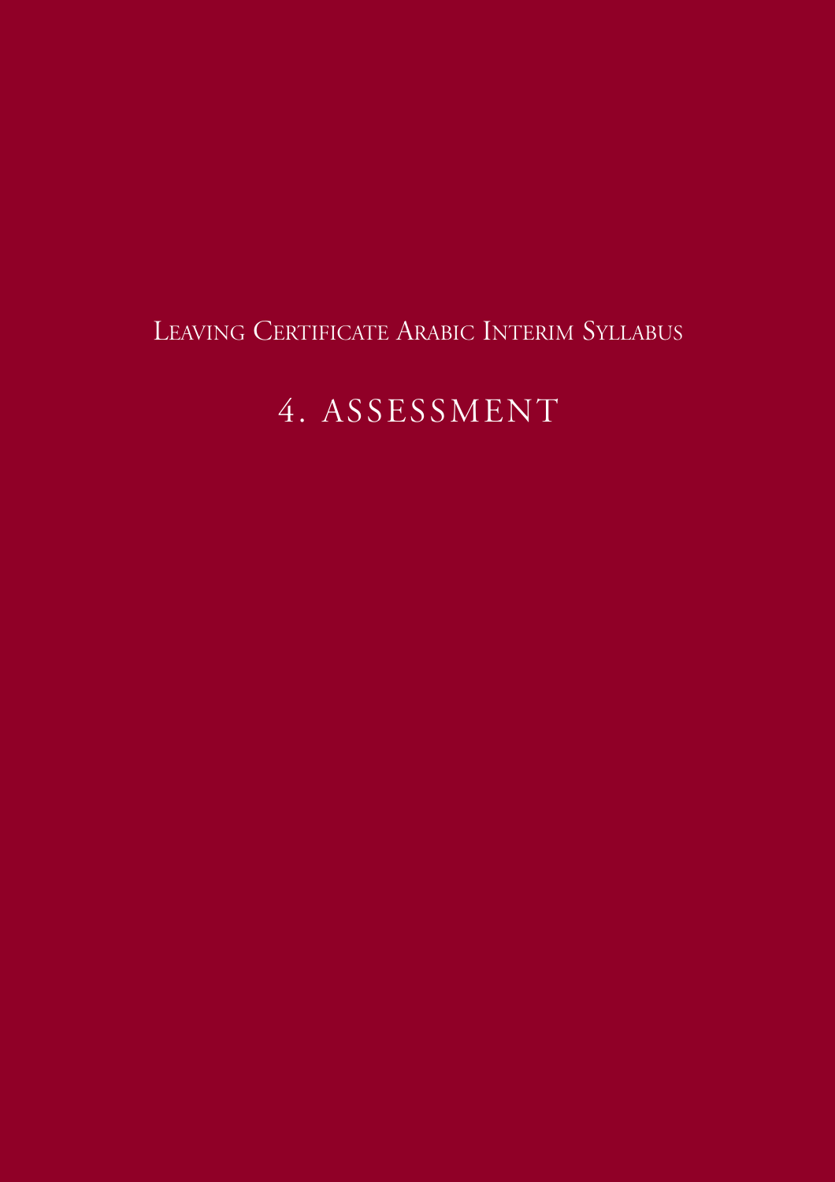Leaving Certificate Arabic Interim Syllabus

# 4. ASSESSMENT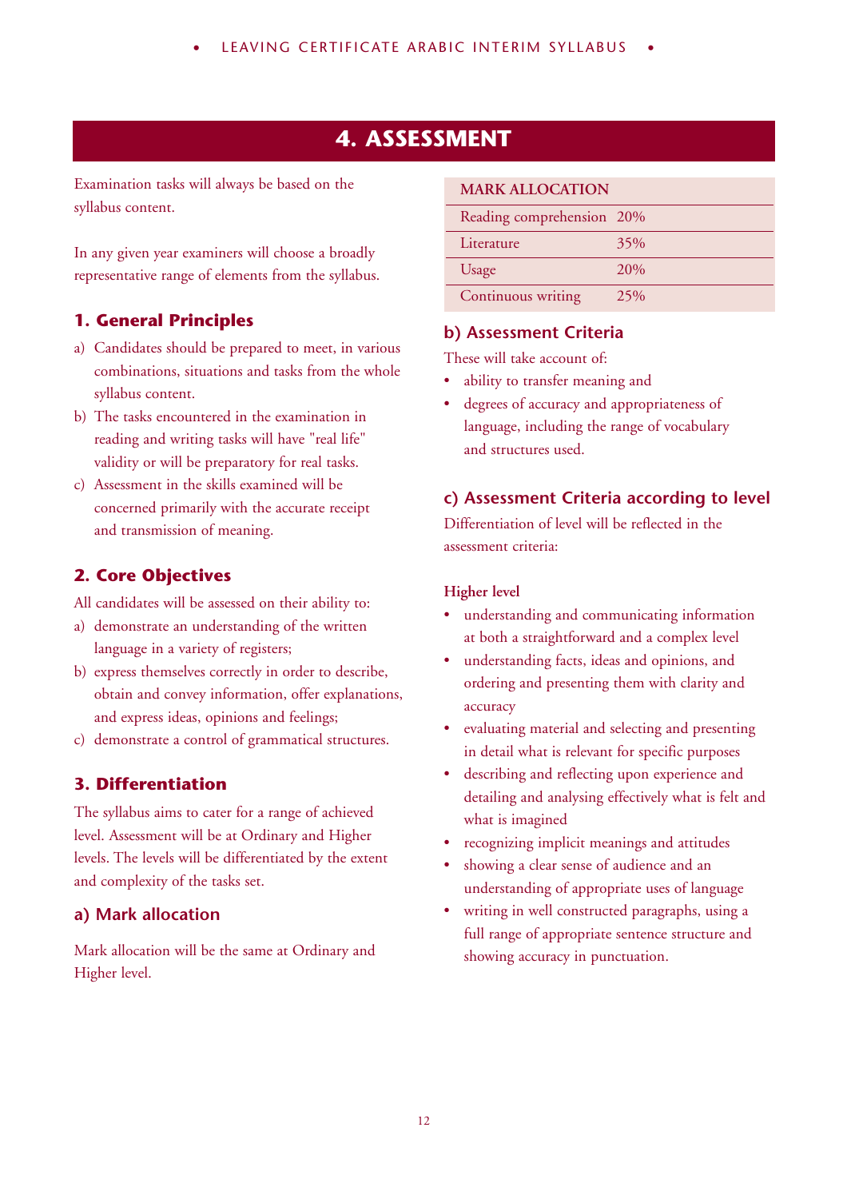# 4. ASSESSMENT

Examination tasks will always be based on the syllabus content.

In any given year examiners will choose a broadly representative range of elements from the syllabus.

## 1. General Principles

a) Candidates should be prepared to meet, in various combinations, situations and tasks from the whole syllabus content.

b) The tasks encountered in the examination in reading and writing tasks will have "real life" validity or will be preparatory for real tasks.

c) Assessment in the skills examined will be concerned primarily with the accurate receipt and transmission of meaning.

## 2. Core Objectives

All candidates will be assessed on their ability to:

a) demonstrate an understanding of the written language in a variety of registers;

b) express themselves correctly in order to describe, obtain and convey information, offer explanations, and express ideas, opinions and feelings;

c) demonstrate a control of grammatical structures.

## 3. Differentiation

The syllabus aims to cater for a range of achieved level. Assessment will be at Ordinary and Higher levels. The levels will be differentiated by the extent and complexity of the tasks set.

### a) Mark allocation

Mark allocation will be the same at Ordinary and Higher level.

| MARK ALLOCATION | |
|---|---|
| Reading comprehension | 20% |
| Literature | 35% |
| Usage | 20% |
| Continuous writing | 25% |

### b) Assessment Criteria

These will take account of:

- ability to transfer meaning and
- degrees of accuracy and appropriateness of language, including the range of vocabulary and structures used.

### c) Assessment Criteria according to level

Differentiation of level will be reflected in the assessment criteria:

**Higher level**

- understanding and communicating information at both a straightforward and a complex level
- understanding facts, ideas and opinions, and ordering and presenting them with clarity and accuracy
- evaluating material and selecting and presenting in detail what is relevant for specific purposes
- describing and reflecting upon experience and detailing and analysing effectively what is felt and what is imagined
- recognizing implicit meanings and attitudes
- showing a clear sense of audience and an understanding of appropriate uses of language
- writing in well constructed paragraphs, using a full range of appropriate sentence structure and showing accuracy in punctuation.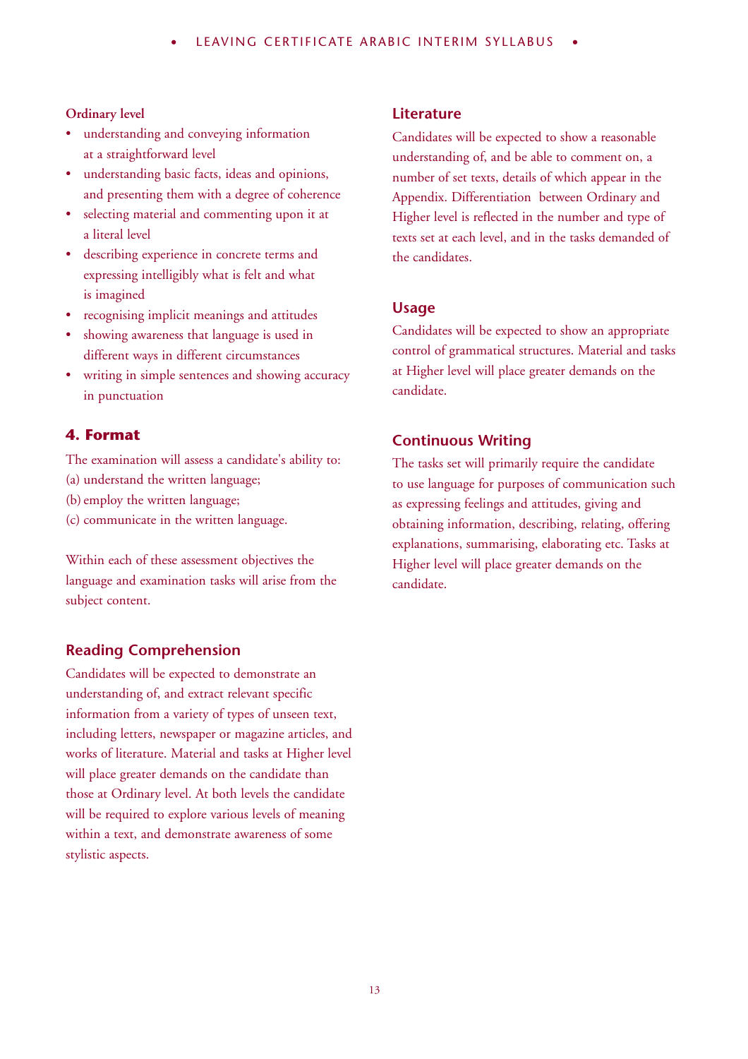**Ordinary level**

- understanding and conveying information at a straightforward level
- understanding basic facts, ideas and opinions, and presenting them with a degree of coherence
- selecting material and commenting upon it at a literal level
- describing experience in concrete terms and expressing intelligibly what is felt and what is imagined
- recognising implicit meanings and attitudes
- showing awareness that language is used in different ways in different circumstances
- writing in simple sentences and showing accuracy in punctuation

## 4. Format

The examination will assess a candidate's ability to:

(a) understand the written language;

(b) employ the written language;

(c) communicate in the written language.

Within each of these assessment objectives the language and examination tasks will arise from the subject content.

### Reading Comprehension

Candidates will be expected to demonstrate an understanding of, and extract relevant specific information from a variety of types of unseen text, including letters, newspaper or magazine articles, and works of literature. Material and tasks at Higher level will place greater demands on the candidate than those at Ordinary level. At both levels the candidate will be required to explore various levels of meaning within a text, and demonstrate awareness of some stylistic aspects.

### Literature

Candidates will be expected to show a reasonable understanding of, and be able to comment on, a number of set texts, details of which appear in the Appendix. Differentiation between Ordinary and Higher level is reflected in the number and type of texts set at each level, and in the tasks demanded of the candidates.

### Usage

Candidates will be expected to show an appropriate control of grammatical structures. Material and tasks at Higher level will place greater demands on the candidate.

### Continuous Writing

The tasks set will primarily require the candidate to use language for purposes of communication such as expressing feelings and attitudes, giving and obtaining information, describing, relating, offering explanations, summarising, elaborating etc. Tasks at Higher level will place greater demands on the candidate.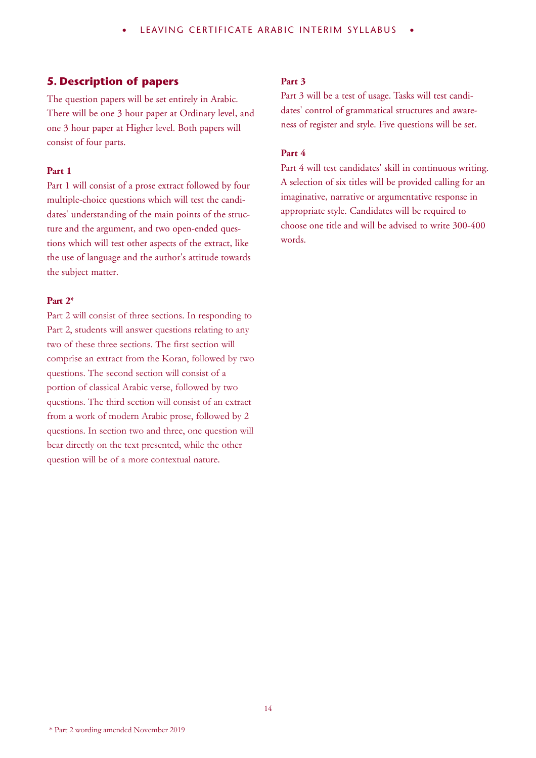## 5. Description of papers

The question papers will be set entirely in Arabic. There will be one 3 hour paper at Ordinary level, and one 3 hour paper at Higher level. Both papers will consist of four parts.

**Part 1**

Part 1 will consist of a prose extract followed by four multiple-choice questions which will test the candidates' understanding of the main points of the structure and the argument, and two open-ended questions which will test other aspects of the extract, like the use of language and the author's attitude towards the subject matter.

**Part 2***

Part 2 will consist of three sections. In responding to Part 2, students will answer questions relating to any two of these three sections. The first section will comprise an extract from the Koran, followed by two questions. The second section will consist of a portion of classical Arabic verse, followed by two questions. The third section will consist of an extract from a work of modern Arabic prose, followed by 2 questions. In section two and three, one question will bear directly on the text presented, while the other question will be of a more contextual nature.

**Part 3**

Part 3 will be a test of usage. Tasks will test candidates' control of grammatical structures and awareness of register and style. Five questions will be set.

**Part 4**

Part 4 will test candidates' skill in continuous writing. A selection of six titles will be provided calling for an imaginative, narrative or argumentative response in appropriate style. Candidates will be required to choose one title and will be advised to write 300-400 words.

* Part 2 wording amended November 2019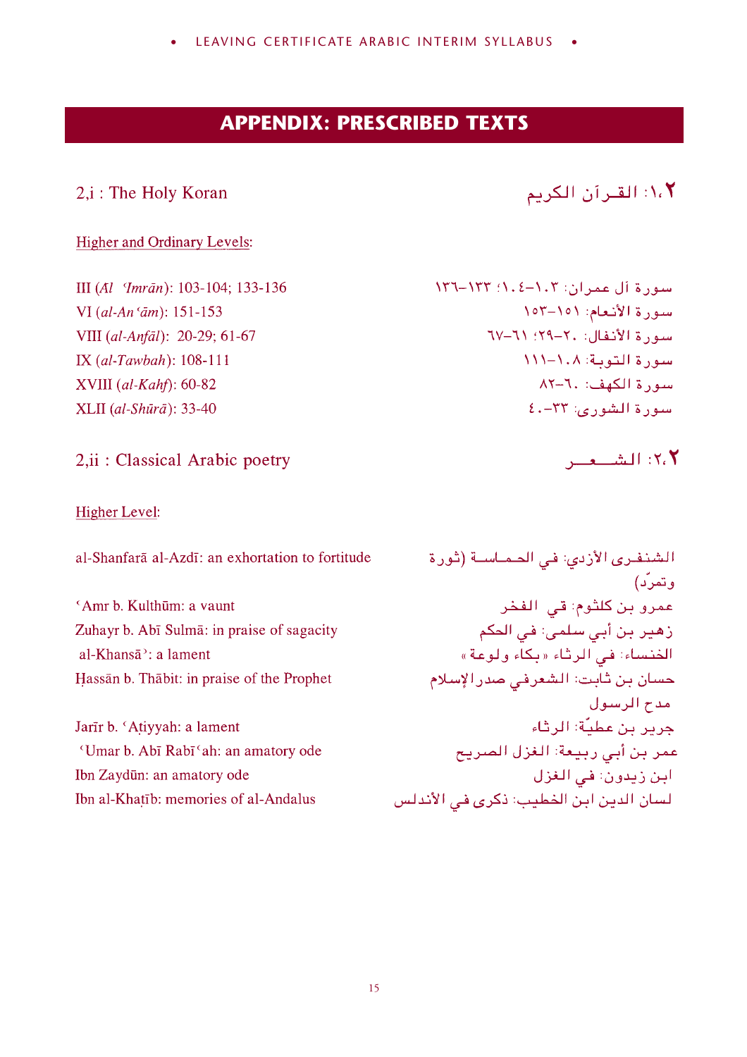# APPENDIX: PRESCRIBED TEXTS

## 2,i : The Holy Koran — ٢.١: القرآن الكريم

Higher and Ordinary Levels:

| | |
|---|---|
| III (*Āl ʿImrān*): 103-104; 133-136 | سورة آل عمران: ١٠٣–١٠٤؛ ١٣٣–١٣٦ |
| VI (*al-Anʿām*): 151-153 | سورة الأنعام: ١٥١–١٥٣ |
| VIII (*al-Anfāl*): 20-29; 61-67 | سورة الأنفال: ٢٠–٢٩؛ ٦١–٦٧ |
| IX (*al-Tawbah*): 108-111 | سورة التوبة: ١٠٨–١١١ |
| XVIII (*al-Kahf*): 60-82 | سورة الكهف: ٦٠–٨٢ |
| XLII (*al-Shūrā*): 33-40 | سورة الشورى: ٣٣–٤٠ |

## 2,ii : Classical Arabic poetry — ٢.٢: الشعر

Higher Level:

| | |
|---|---|
| al-Shanfarā al-Azdī: an exhortation to fortitude | الشنفرى الأزدي: في الحماسة (ثورة وتمرّد) |
| ʿAmr b. Kulthūm: a vaunt | عمرو بن كلثوم: في الفخر |
| Zuhayr b. Abī Sulmā: in praise of sagacity | زهير بن أبي سلمى: في الحكم |
| al-Khansāʾ: a lament | الخنساء: في الرثاء «بكاء ولوعة» |
| Ḥassān b. Thābit: in praise of the Prophet | حسان بن ثابت: الشعرفي صدر الإسلام مدح الرسول |
| Jarīr b. ʿAṭiyyah: a lament | جرير بن عطيّة: الرثاء |
| ʿUmar b. Abī Rabīʿah: an amatory ode | عمر بن أبي ربيعة: الغزل الصريح |
| Ibn Zaydūn: an amatory ode | ابن زيدون: في الغزل |
| Ibn al-Khaṭīb: memories of al-Andalus | لسان الدين ابن الخطيب: ذكرى في الأندلس |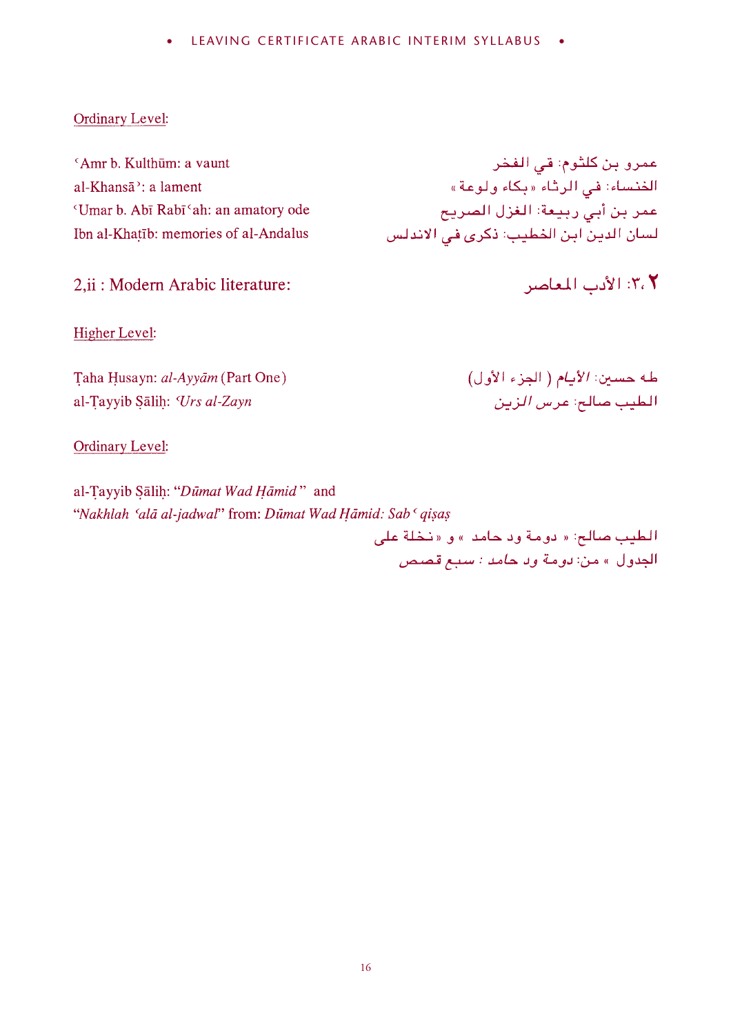Ordinary Level:

| | |
|---|---|
| ʿAmr b. Kulthūm: a vaunt | عمرو بن كلثوم: في الفخر |
| al-Khansāʾ: a lament | الخنساء: في الرثاء «بكاء ولوعة» |
| ʿUmar b. Abī Rabīʿah: an amatory ode | عمر بن أبي ربيعة: الغزل الصريح |
| Ibn al-Khaṭīb: memories of al-Andalus | لسان الدين ابن الخطيب: ذكرى في الاندلس |

## 2,ii : Modern Arabic literature: — ٢،٢: الأدب المعاصر

Higher Level:

| | |
|---|---|
| Ṭaha Ḥusayn: *al-Ayyām* (Part One) | طه حسين: *الأيام* ( الجزء الأول) |
| al-Ṭayyib Ṣāliḥ: *ʿUrs al-Zayn* | الطيب صالح: *عرس الزين* |

Ordinary Level:

al-Ṭayyib Ṣāliḥ: "*Dūmat Wad Ḥāmid*" and "*Nakhlah ʿalā al-jadwal*" from: *Dūmat Wad Ḥāmid: Sabʿ qiṣaṣ*

الطيب صالح: « دومة ود حامد » و « نخلة على الجدول » من: *دومة ود حامد : سبع قصص*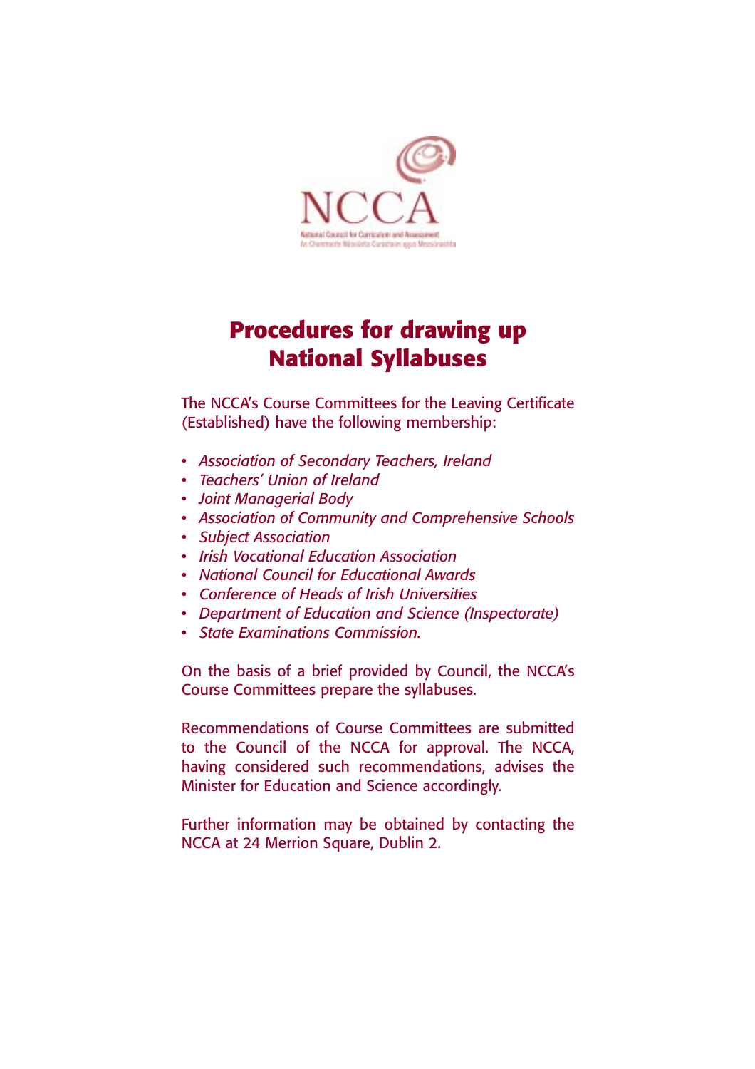NCCA

National Council for Curriculum and Assessment
An Chomhairle Náisiúnta Curaclaim agus Measúnachta

# Procedures for drawing up National Syllabuses

The NCCA's Course Committees for the Leaving Certificate (Established) have the following membership:

- *Association of Secondary Teachers, Ireland*
- *Teachers' Union of Ireland*
- *Joint Managerial Body*
- *Association of Community and Comprehensive Schools*
- *Subject Association*
- *Irish Vocational Education Association*
- *National Council for Educational Awards*
- *Conference of Heads of Irish Universities*
- *Department of Education and Science (Inspectorate)*
- *State Examinations Commission.*

On the basis of a brief provided by Council, the NCCA's Course Committees prepare the syllabuses.

Recommendations of Course Committees are submitted to the Council of the NCCA for approval. The NCCA, having considered such recommendations, advises the Minister for Education and Science accordingly.

Further information may be obtained by contacting the NCCA at 24 Merrion Square, Dublin 2.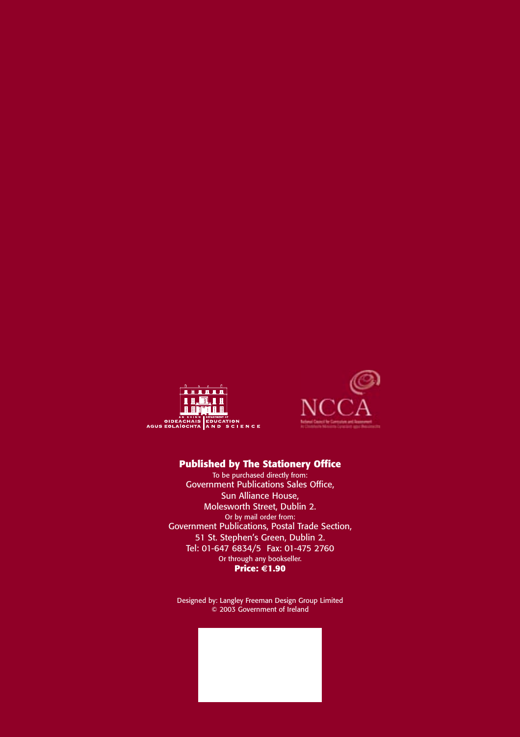AN ROINN OIDEACHAIS AGUS EOLAÍOCHTA | DEPARTMENT OF EDUCATION AND SCIENCE

NCCA
National Council for Curriculum and Assessment
An Chomhairle Náisiúnta Curaclaim agus Measúnachta

**Published by The Stationery Office**

To be purchased directly from:
Government Publications Sales Office,
Sun Alliance House,
Molesworth Street, Dublin 2.
Or by mail order from:
Government Publications, Postal Trade Section,
51 St. Stephen's Green, Dublin 2.
Tel: 01-647 6834/5 Fax: 01-475 2760
Or through any bookseller.
**Price: €1.90**

Designed by: Langley Freeman Design Group Limited
© 2003 Government of Ireland